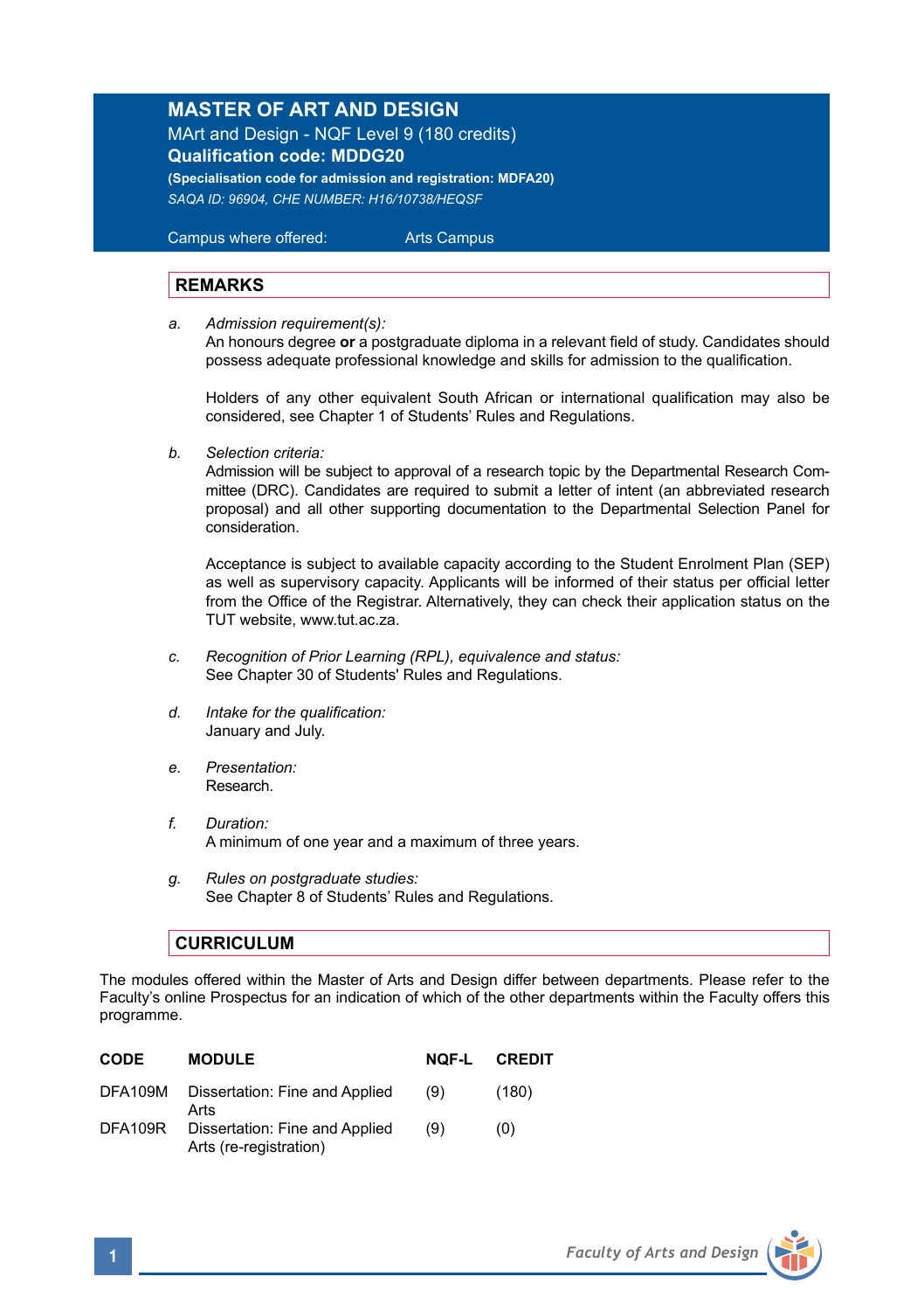# MASTER OF ART AND DESIGN

MArt and Design - NQF Level 9 (180 credits)

**Qualification code: MDDG20**

**(Specialisation code for admission and registration: MDFA20)**

*SAQA ID: 96904, CHE NUMBER: H16/10738/HEQSF*

Campus where offered: Arts Campus

## REMARKS

a. *Admission requirement(s):*
An honours degree **or** a postgraduate diploma in a relevant field of study. Candidates should possess adequate professional knowledge and skills for admission to the qualification.

Holders of any other equivalent South African or international qualification may also be considered, see Chapter 1 of Students' Rules and Regulations.

b. *Selection criteria:*
Admission will be subject to approval of a research topic by the Departmental Research Committee (DRC). Candidates are required to submit a letter of intent (an abbreviated research proposal) and all other supporting documentation to the Departmental Selection Panel for consideration.

Acceptance is subject to available capacity according to the Student Enrolment Plan (SEP) as well as supervisory capacity. Applicants will be informed of their status per official letter from the Office of the Registrar. Alternatively, they can check their application status on the TUT website, www.tut.ac.za.

c. *Recognition of Prior Learning (RPL), equivalence and status:*
See Chapter 30 of Students' Rules and Regulations.

d. *Intake for the qualification:*
January and July.

e. *Presentation:*
Research.

f. *Duration:*
A minimum of one year and a maximum of three years.

g. *Rules on postgraduate studies:*
See Chapter 8 of Students' Rules and Regulations.

## CURRICULUM

The modules offered within the Master of Arts and Design differ between departments. Please refer to the Faculty's online Prospectus for an indication of which of the other departments within the Faculty offers this programme.

| CODE | MODULE | NQF-L | CREDIT |
|---|---|---|---|
| DFA109M | Dissertation: Fine and Applied Arts | (9) | (180) |
| DFA109R | Dissertation: Fine and Applied Arts (re-registration) | (9) | (0) |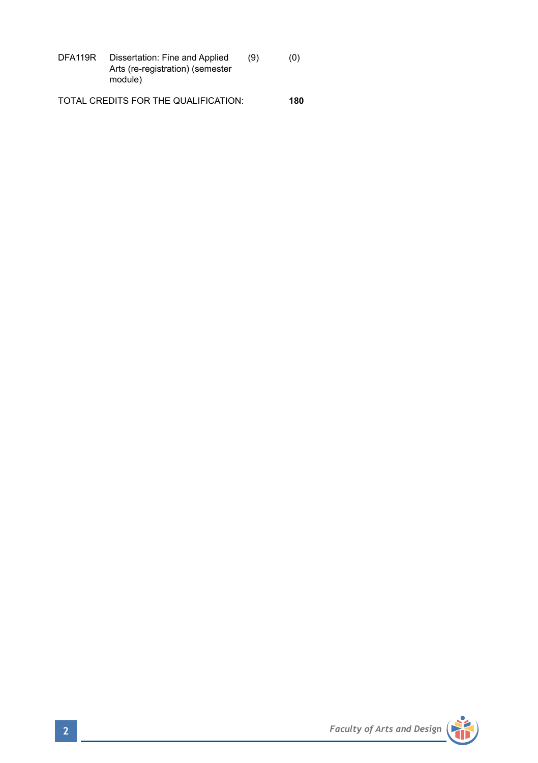| | | | |
|---|---|---|---|
| DFA119R | Dissertation: Fine and Applied Arts (re-registration) (semester module) | (9) | (0) |

TOTAL CREDITS FOR THE QUALIFICATION: **180**